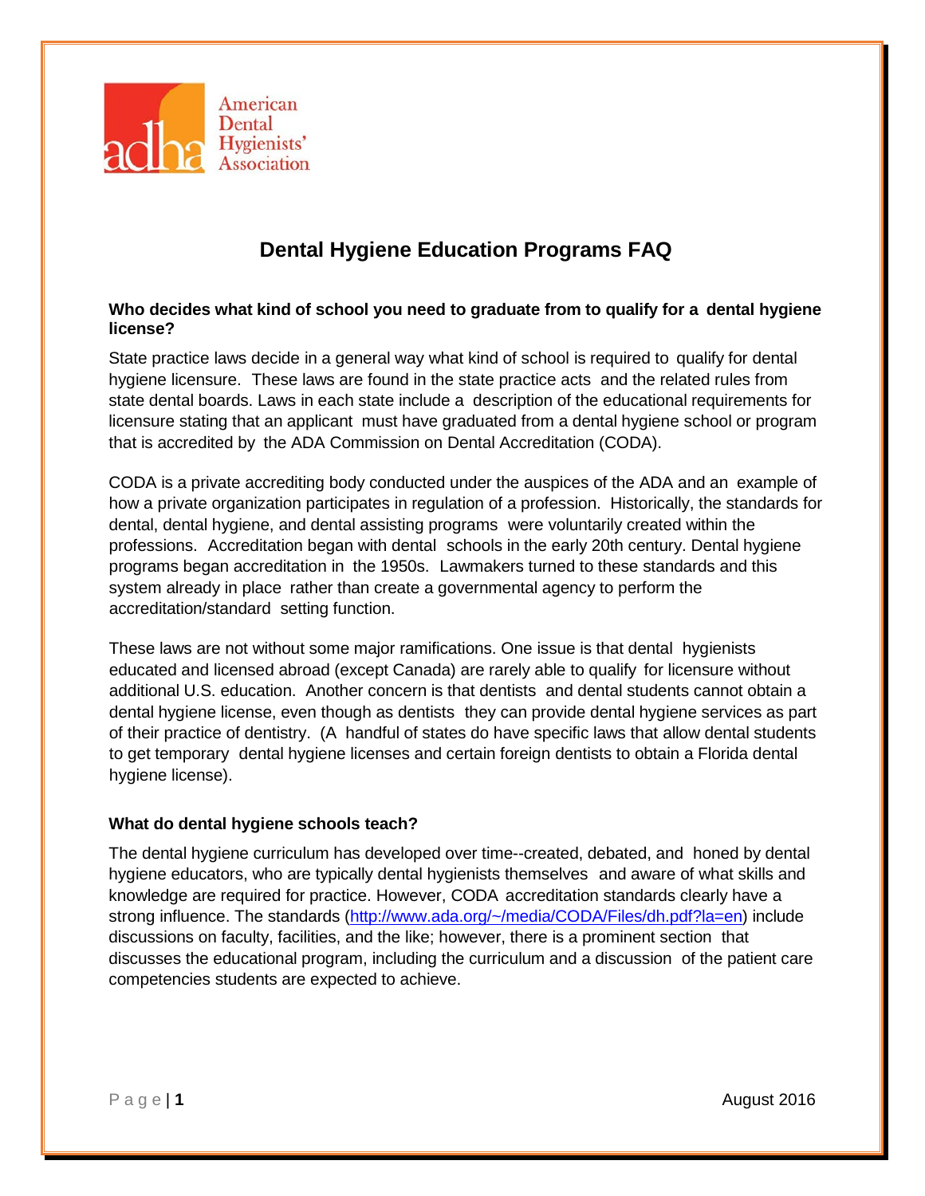American Dental Hygienists' Association

# Dental Hygiene Education Programs FAQ

### Who decides what kind of school you need to graduate from to qualify for a dental hygiene license?

State practice laws decide in a general way what kind of school is required to qualify for dental hygiene licensure. These laws are found in the state practice acts and the related rules from state dental boards. Laws in each state include a description of the educational requirements for licensure stating that an applicant must have graduated from a dental hygiene school or program that is accredited by the ADA Commission on Dental Accreditation (CODA).

CODA is a private accrediting body conducted under the auspices of the ADA and an example of how a private organization participates in regulation of a profession. Historically, the standards for dental, dental hygiene, and dental assisting programs were voluntarily created within the professions. Accreditation began with dental schools in the early 20th century. Dental hygiene programs began accreditation in the 1950s. Lawmakers turned to these standards and this system already in place rather than create a governmental agency to perform the accreditation/standard setting function.

These laws are not without some major ramifications. One issue is that dental hygienists educated and licensed abroad (except Canada) are rarely able to qualify for licensure without additional U.S. education. Another concern is that dentists and dental students cannot obtain a dental hygiene license, even though as dentists they can provide dental hygiene services as part of their practice of dentistry. (A handful of states do have specific laws that allow dental students to get temporary dental hygiene licenses and certain foreign dentists to obtain a Florida dental hygiene license).

### What do dental hygiene schools teach?

The dental hygiene curriculum has developed over time--created, debated, and honed by dental hygiene educators, who are typically dental hygienists themselves and aware of what skills and knowledge are required for practice. However, CODA accreditation standards clearly have a strong influence. The standards (http://www.ada.org/~/media/CODA/Files/dh.pdf?la=en) include discussions on faculty, facilities, and the like; however, there is a prominent section that discusses the educational program, including the curriculum and a discussion of the patient care competencies students are expected to achieve.

August 2016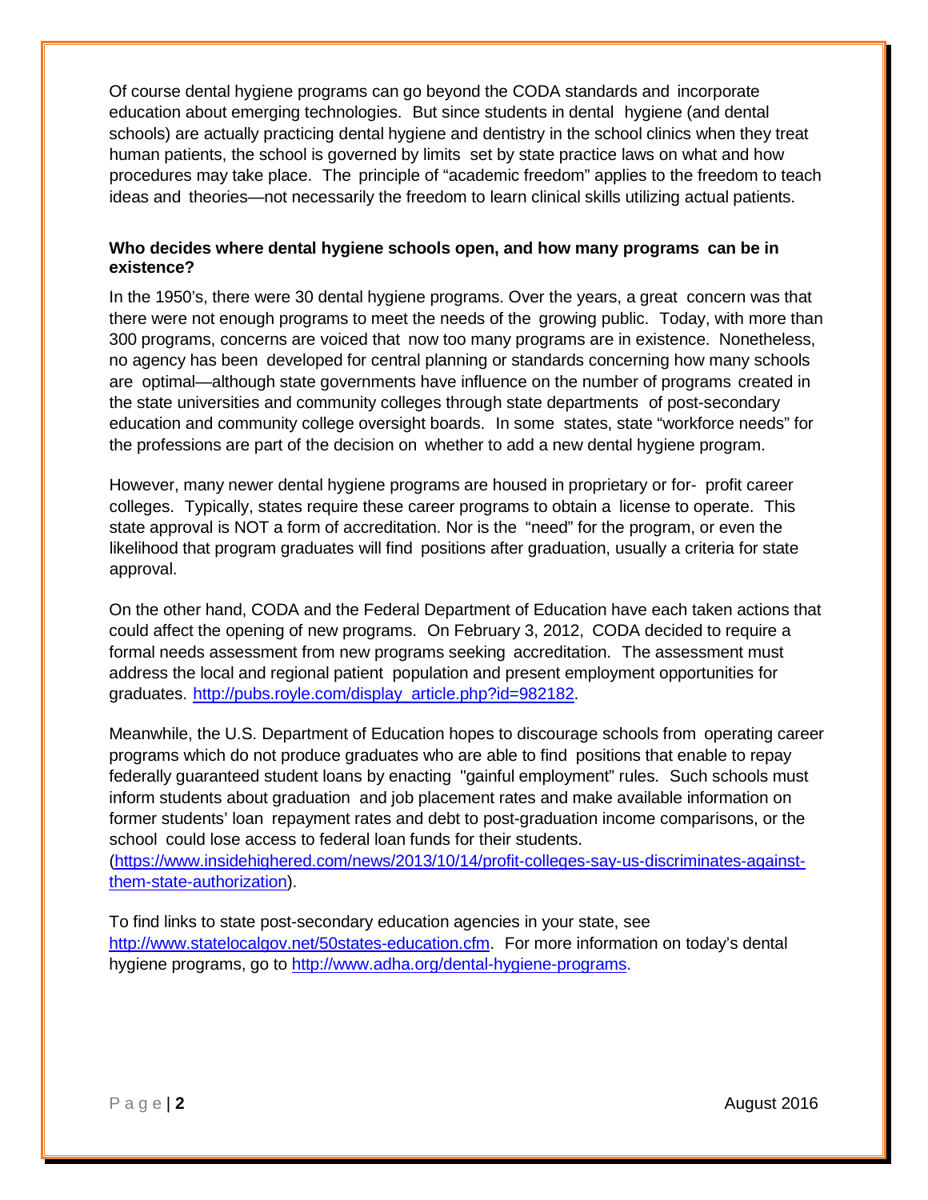Of course dental hygiene programs can go beyond the CODA standards and incorporate education about emerging technologies. But since students in dental hygiene (and dental schools) are actually practicing dental hygiene and dentistry in the school clinics when they treat human patients, the school is governed by limits set by state practice laws on what and how procedures may take place. The principle of "academic freedom" applies to the freedom to teach ideas and theories—not necessarily the freedom to learn clinical skills utilizing actual patients.

**Who decides where dental hygiene schools open, and how many programs can be in existence?**

In the 1950's, there were 30 dental hygiene programs. Over the years, a great concern was that there were not enough programs to meet the needs of the growing public. Today, with more than 300 programs, concerns are voiced that now too many programs are in existence. Nonetheless, no agency has been developed for central planning or standards concerning how many schools are optimal—although state governments have influence on the number of programs created in the state universities and community colleges through state departments of post-secondary education and community college oversight boards. In some states, state "workforce needs" for the professions are part of the decision on whether to add a new dental hygiene program.

However, many newer dental hygiene programs are housed in proprietary or for- profit career colleges. Typically, states require these career programs to obtain a license to operate. This state approval is NOT a form of accreditation. Nor is the "need" for the program, or even the likelihood that program graduates will find positions after graduation, usually a criteria for state approval.

On the other hand, CODA and the Federal Department of Education have each taken actions that could affect the opening of new programs. On February 3, 2012, CODA decided to require a formal needs assessment from new programs seeking accreditation. The assessment must address the local and regional patient population and present employment opportunities for graduates. http://pubs.royle.com/display_article.php?id=982182.

Meanwhile, the U.S. Department of Education hopes to discourage schools from operating career programs which do not produce graduates who are able to find positions that enable to repay federally guaranteed student loans by enacting "gainful employment" rules. Such schools must inform students about graduation and job placement rates and make available information on former students' loan repayment rates and debt to post-graduation income comparisons, or the school could lose access to federal loan funds for their students. (https://www.insidehighered.com/news/2013/10/14/profit-colleges-say-us-discriminates-against-them-state-authorization).

To find links to state post-secondary education agencies in your state, see http://www.statelocalgov.net/50states-education.cfm. For more information on today's dental hygiene programs, go to http://www.adha.org/dental-hygiene-programs.

August 2016